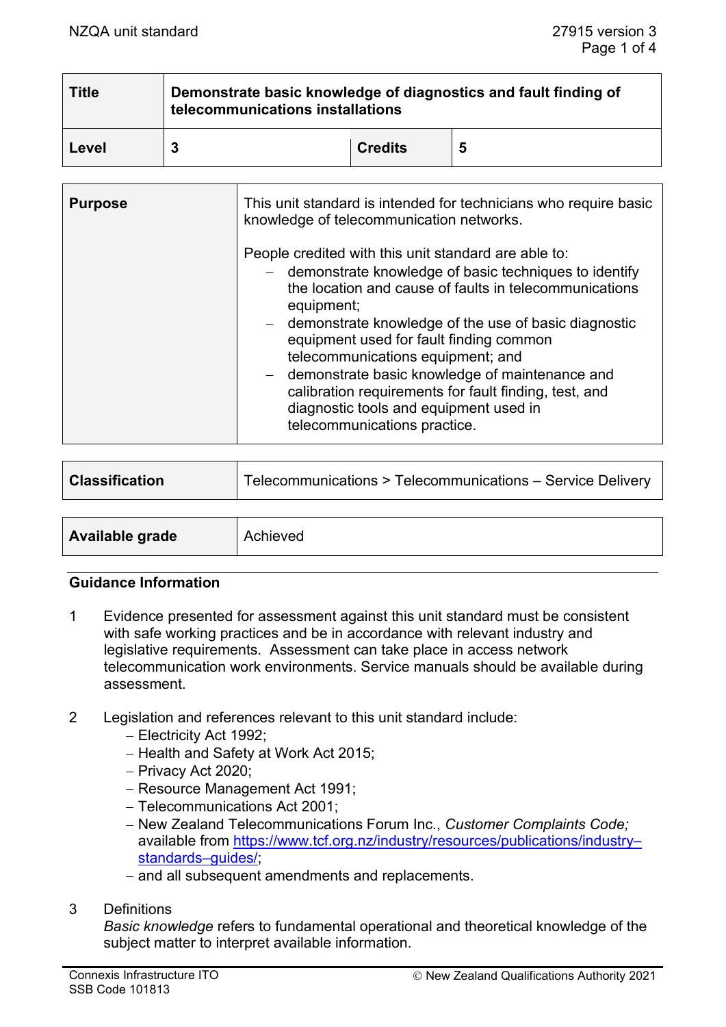| Title | Demonstrate basic knowledge of diagnostics and fault finding of telecommunications installations | | |
|---|---|---|---|
| Level | 3 | Credits | 5 |

| Purpose | This unit standard is intended for technicians who require basic knowledge of telecommunication networks.<br><br>People credited with this unit standard are able to:<br>– demonstrate knowledge of basic techniques to identify the location and cause of faults in telecommunications equipment;<br>– demonstrate knowledge of the use of basic diagnostic equipment used for fault finding common telecommunications equipment; and<br>– demonstrate basic knowledge of maintenance and calibration requirements for fault finding, test, and diagnostic tools and equipment used in telecommunications practice. |
|---|---|

| Classification | Telecommunications > Telecommunications – Service Delivery |
|---|---|

| Available grade | Achieved |
|---|---|

## Guidance Information

1. Evidence presented for assessment against this unit standard must be consistent with safe working practices and be in accordance with relevant industry and legislative requirements. Assessment can take place in access network telecommunication work environments. Service manuals should be available during assessment.

2. Legislation and references relevant to this unit standard include:
   - Electricity Act 1992;
   - Health and Safety at Work Act 2015;
   - Privacy Act 2020;
   - Resource Management Act 1991;
   - Telecommunications Act 2001;
   - New Zealand Telecommunications Forum Inc., *Customer Complaints Code;* available from https://www.tcf.org.nz/industry/resources/publications/industry–standards–guides/;
   - and all subsequent amendments and replacements.

3. Definitions
   *Basic knowledge* refers to fundamental operational and theoretical knowledge of the subject matter to interpret available information.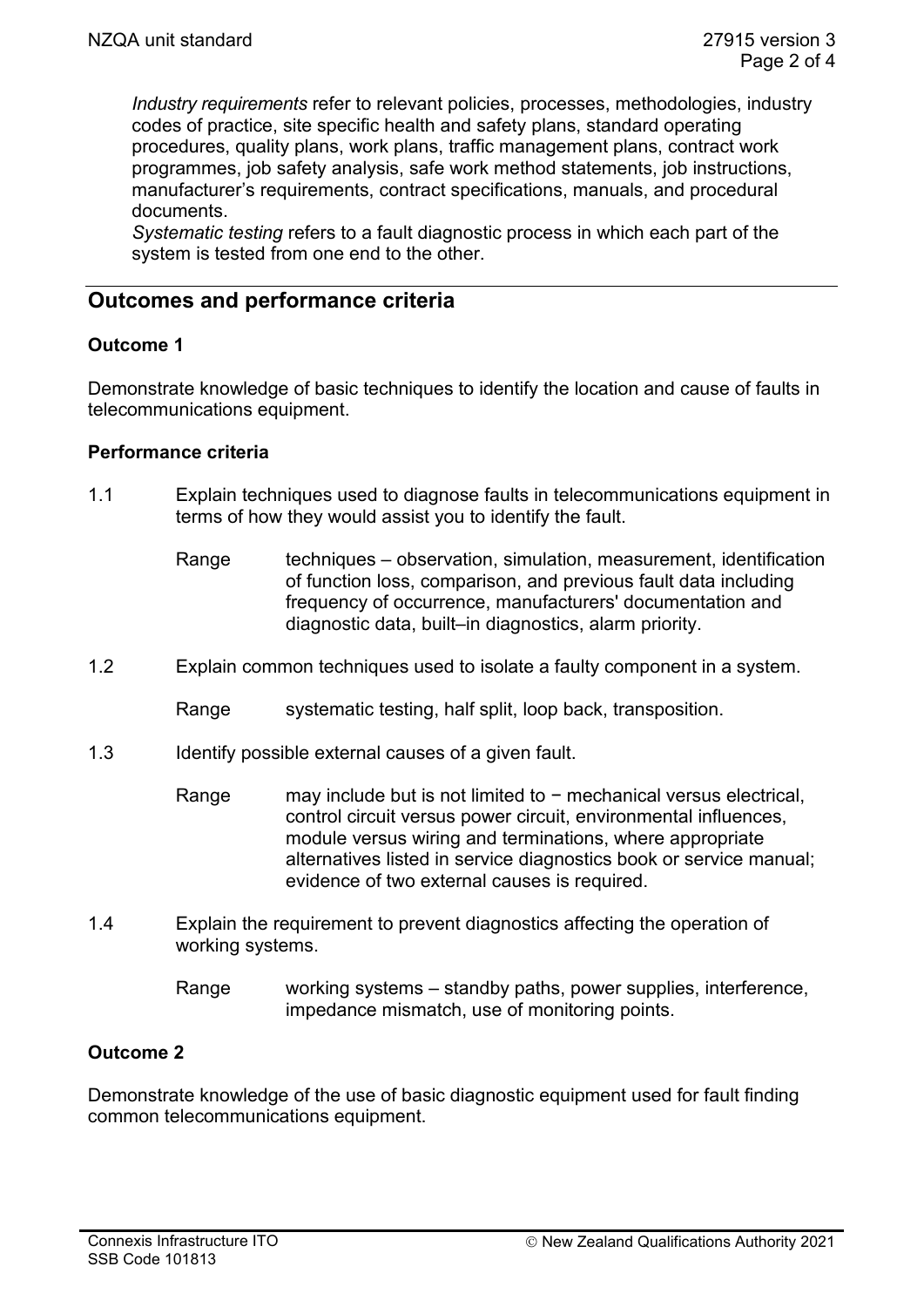*Industry requirements* refer to relevant policies, processes, methodologies, industry codes of practice, site specific health and safety plans, standard operating procedures, quality plans, work plans, traffic management plans, contract work programmes, job safety analysis, safe work method statements, job instructions, manufacturer's requirements, contract specifications, manuals, and procedural documents.

*Systematic testing* refers to a fault diagnostic process in which each part of the system is tested from one end to the other.

## Outcomes and performance criteria

### Outcome 1

Demonstrate knowledge of basic techniques to identify the location and cause of faults in telecommunications equipment.

#### Performance criteria

1.1 Explain techniques used to diagnose faults in telecommunications equipment in terms of how they would assist you to identify the fault.

Range techniques – observation, simulation, measurement, identification of function loss, comparison, and previous fault data including frequency of occurrence, manufacturers' documentation and diagnostic data, built–in diagnostics, alarm priority.

1.2 Explain common techniques used to isolate a faulty component in a system.

Range systematic testing, half split, loop back, transposition.

1.3 Identify possible external causes of a given fault.

Range may include but is not limited to − mechanical versus electrical, control circuit versus power circuit, environmental influences, module versus wiring and terminations, where appropriate alternatives listed in service diagnostics book or service manual; evidence of two external causes is required.

1.4 Explain the requirement to prevent diagnostics affecting the operation of working systems.

Range working systems – standby paths, power supplies, interference, impedance mismatch, use of monitoring points.

### Outcome 2

Demonstrate knowledge of the use of basic diagnostic equipment used for fault finding common telecommunications equipment.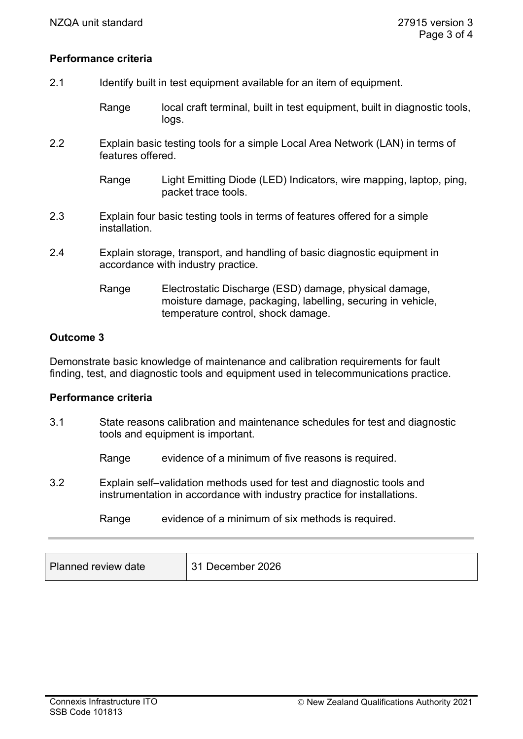**Performance criteria**

2.1 Identify built in test equipment available for an item of equipment.

Range local craft terminal, built in test equipment, built in diagnostic tools, logs.

2.2 Explain basic testing tools for a simple Local Area Network (LAN) in terms of features offered.

Range Light Emitting Diode (LED) Indicators, wire mapping, laptop, ping, packet trace tools.

2.3 Explain four basic testing tools in terms of features offered for a simple installation.

2.4 Explain storage, transport, and handling of basic diagnostic equipment in accordance with industry practice.

Range Electrostatic Discharge (ESD) damage, physical damage, moisture damage, packaging, labelling, securing in vehicle, temperature control, shock damage.

**Outcome 3**

Demonstrate basic knowledge of maintenance and calibration requirements for fault finding, test, and diagnostic tools and equipment used in telecommunications practice.

**Performance criteria**

3.1 State reasons calibration and maintenance schedules for test and diagnostic tools and equipment is important.

Range evidence of a minimum of five reasons is required.

3.2 Explain self–validation methods used for test and diagnostic tools and instrumentation in accordance with industry practice for installations.

Range evidence of a minimum of six methods is required.

| Planned review date | 31 December 2026 |
|---|---|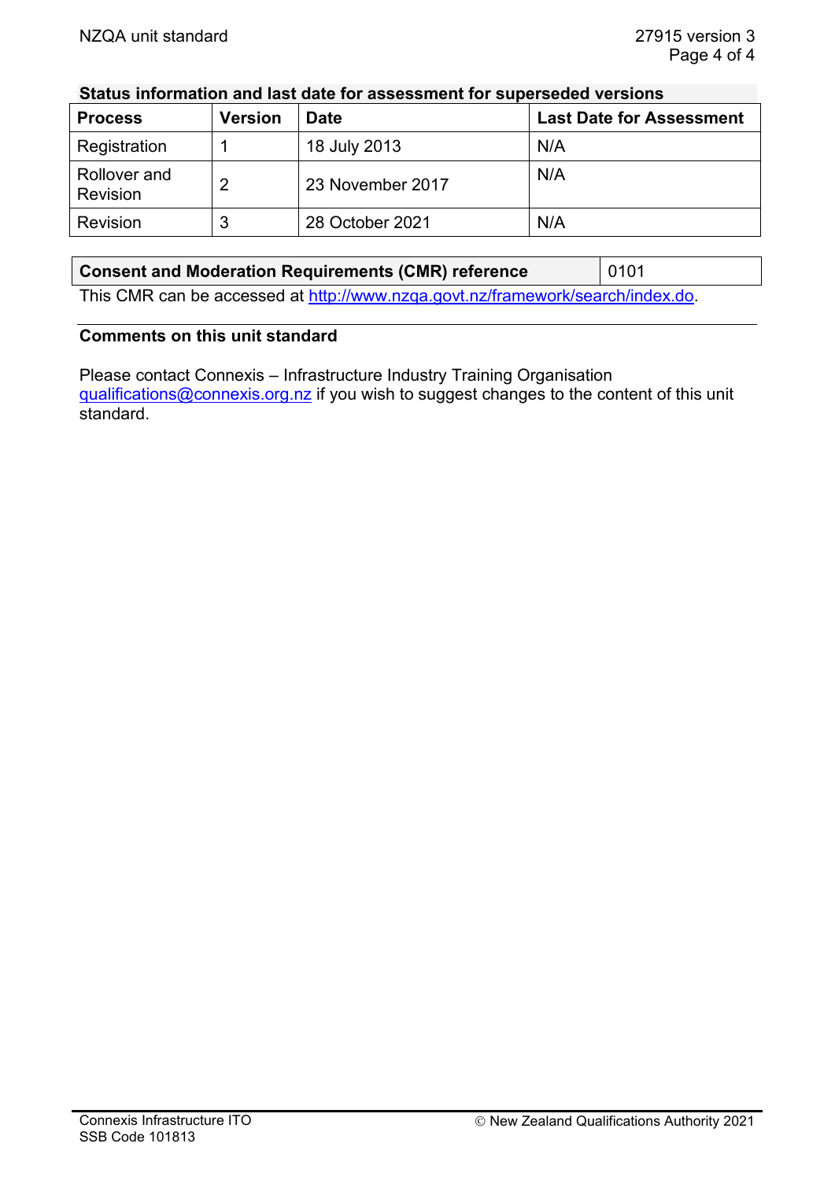**Status information and last date for assessment for superseded versions**

| Process | Version | Date | Last Date for Assessment |
|---|---|---|---|
| Registration | 1 | 18 July 2013 | N/A |
| Rollover and Revision | 2 | 23 November 2017 | N/A |
| Revision | 3 | 28 October 2021 | N/A |

| Consent and Moderation Requirements (CMR) reference | 0101 |
|---|---|

This CMR can be accessed at http://www.nzqa.govt.nz/framework/search/index.do.

**Comments on this unit standard**

Please contact Connexis – Infrastructure Industry Training Organisation qualifications@connexis.org.nz if you wish to suggest changes to the content of this unit standard.